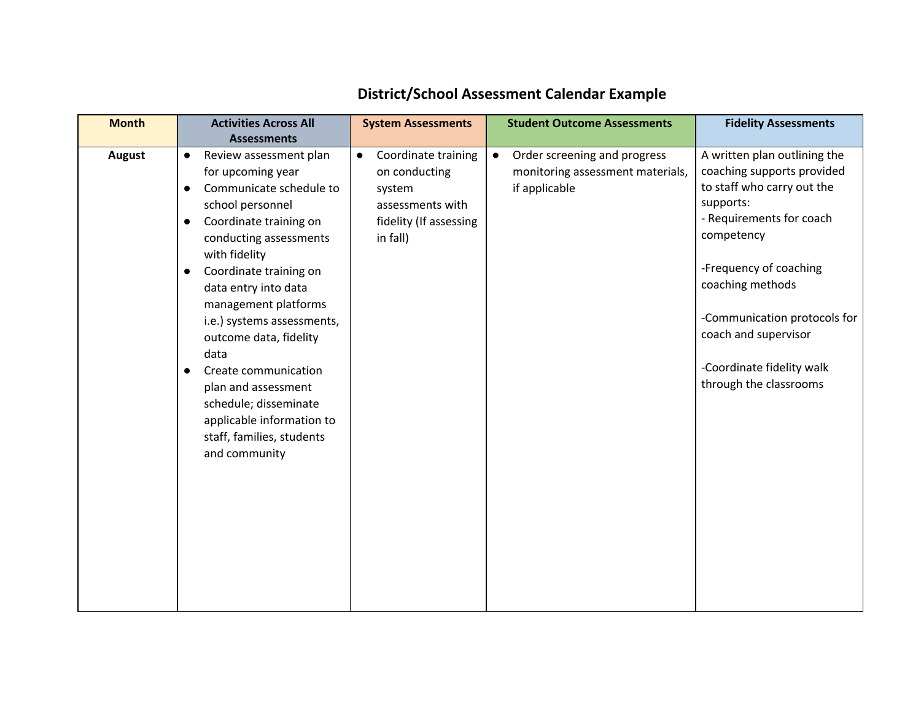# District/School Assessment Calendar Example

| Month | Activities Across All Assessments | System Assessments | Student Outcome Assessments | Fidelity Assessments |
|---|---|---|---|---|
| **August** | • Review assessment plan for upcoming year<br>• Communicate schedule to school personnel<br>• Coordinate training on conducting assessments with fidelity<br>• Coordinate training on data entry into data management platforms i.e.) systems assessments, outcome data, fidelity data<br>• Create communication plan and assessment schedule; disseminate applicable information to staff, families, students and community | • Coordinate training on conducting system assessments with fidelity (If assessing in fall) | • Order screening and progress monitoring assessment materials, if applicable | A written plan outlining the coaching supports provided to staff who carry out the supports:<br>- Requirements for coach competency<br><br>-Frequency of coaching coaching methods<br><br>-Communication protocols for coach and supervisor<br><br>-Coordinate fidelity walk through the classrooms |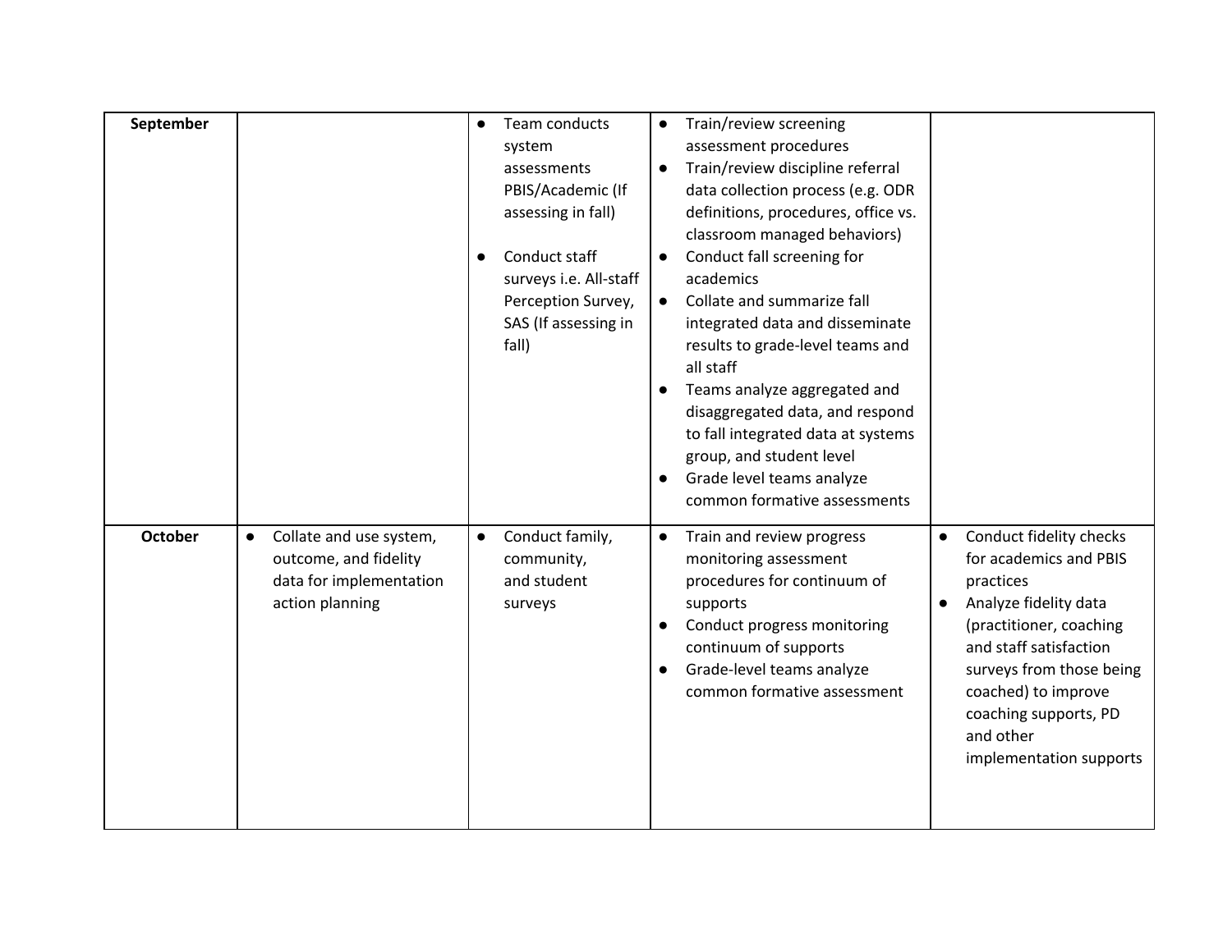| | | | | |
|---|---|---|---|---|
| **September** | | • Team conducts system assessments PBIS/Academic (If assessing in fall)<br><br>• Conduct staff surveys i.e. All-staff Perception Survey, SAS (If assessing in fall) | • Train/review screening assessment procedures<br>• Train/review discipline referral data collection process (e.g. ODR definitions, procedures, office vs. classroom managed behaviors)<br>• Conduct fall screening for academics<br>• Collate and summarize fall integrated data and disseminate results to grade-level teams and all staff<br>• Teams analyze aggregated and disaggregated data, and respond to fall integrated data at systems group, and student level<br>• Grade level teams analyze common formative assessments | |
| **October** | • Collate and use system, outcome, and fidelity data for implementation action planning | • Conduct family, community, and student surveys | • Train and review progress monitoring assessment procedures for continuum of supports<br>• Conduct progress monitoring continuum of supports<br>• Grade-level teams analyze common formative assessment | • Conduct fidelity checks for academics and PBIS practices<br>• Analyze fidelity data (practitioner, coaching and staff satisfaction surveys from those being coached) to improve coaching supports, PD and other implementation supports |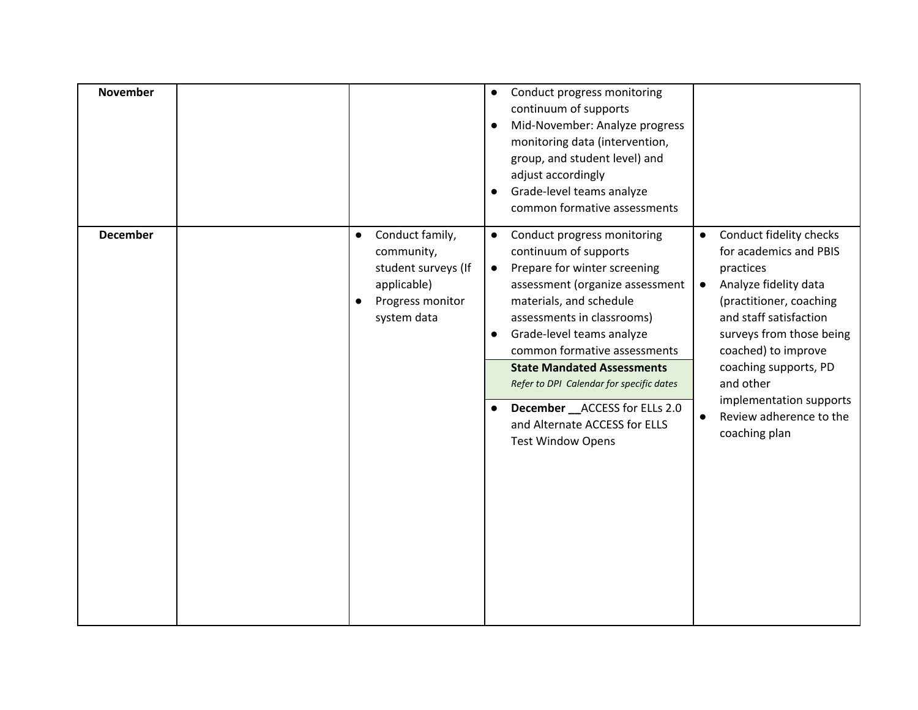| | | | | |
|---|---|---|---|---|
| **November** | | | • Conduct progress monitoring continuum of supports<br>• Mid-November: Analyze progress monitoring data (intervention, group, and student level) and adjust accordingly<br>• Grade-level teams analyze common formative assessments | |
| **December** | | • Conduct family, community, student surveys (If applicable)<br>• Progress monitor system data | • Conduct progress monitoring continuum of supports<br>• Prepare for winter screening assessment (organize assessment materials, and schedule assessments in classrooms)<br>• Grade-level teams analyze common formative assessments<br>**State Mandated Assessments**<br>*Refer to DPI Calendar for specific dates*<br>• **December __**ACCESS for ELLs 2.0 and Alternate ACCESS for ELLS Test Window Opens | • Conduct fidelity checks for academics and PBIS practices<br>• Analyze fidelity data (practitioner, coaching and staff satisfaction surveys from those being coached) to improve coaching supports, PD and other implementation supports<br>• Review adherence to the coaching plan |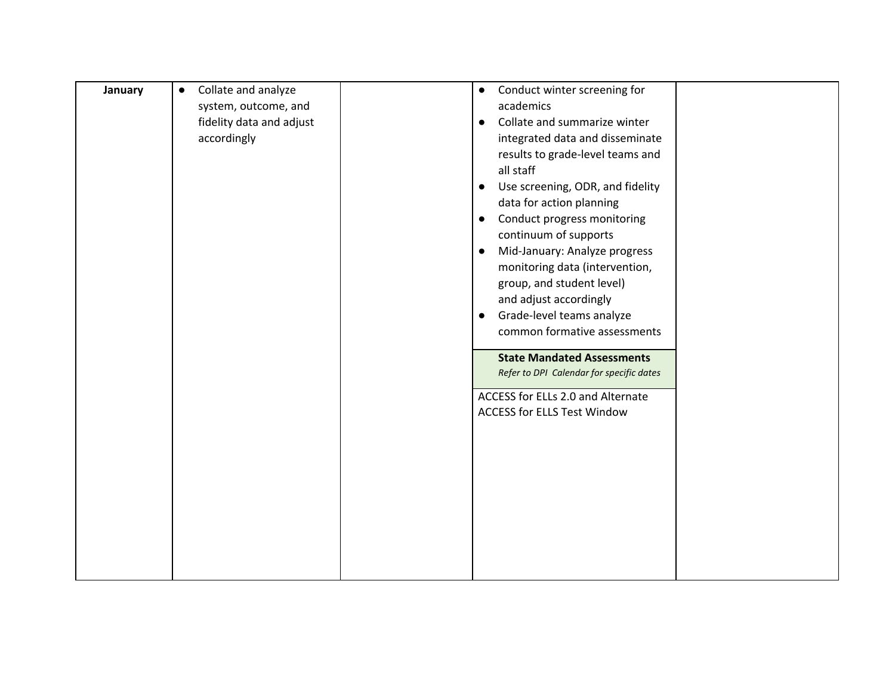| | | | | |
|---|---|---|---|---|
| **January** | • Collate and analyze system, outcome, and fidelity data and adjust accordingly | | • Conduct winter screening for academics<br>• Collate and summarize winter integrated data and disseminate results to grade-level teams and all staff<br>• Use screening, ODR, and fidelity data for action planning<br>• Conduct progress monitoring continuum of supports<br>• Mid-January: Analyze progress monitoring data (intervention, group, and student level) and adjust accordingly<br>• Grade-level teams analyze common formative assessments<br><br>**State Mandated Assessments**<br>*Refer to DPI Calendar for specific dates*<br><br>ACCESS for ELLs 2.0 and Alternate ACCESS for ELLS Test Window | |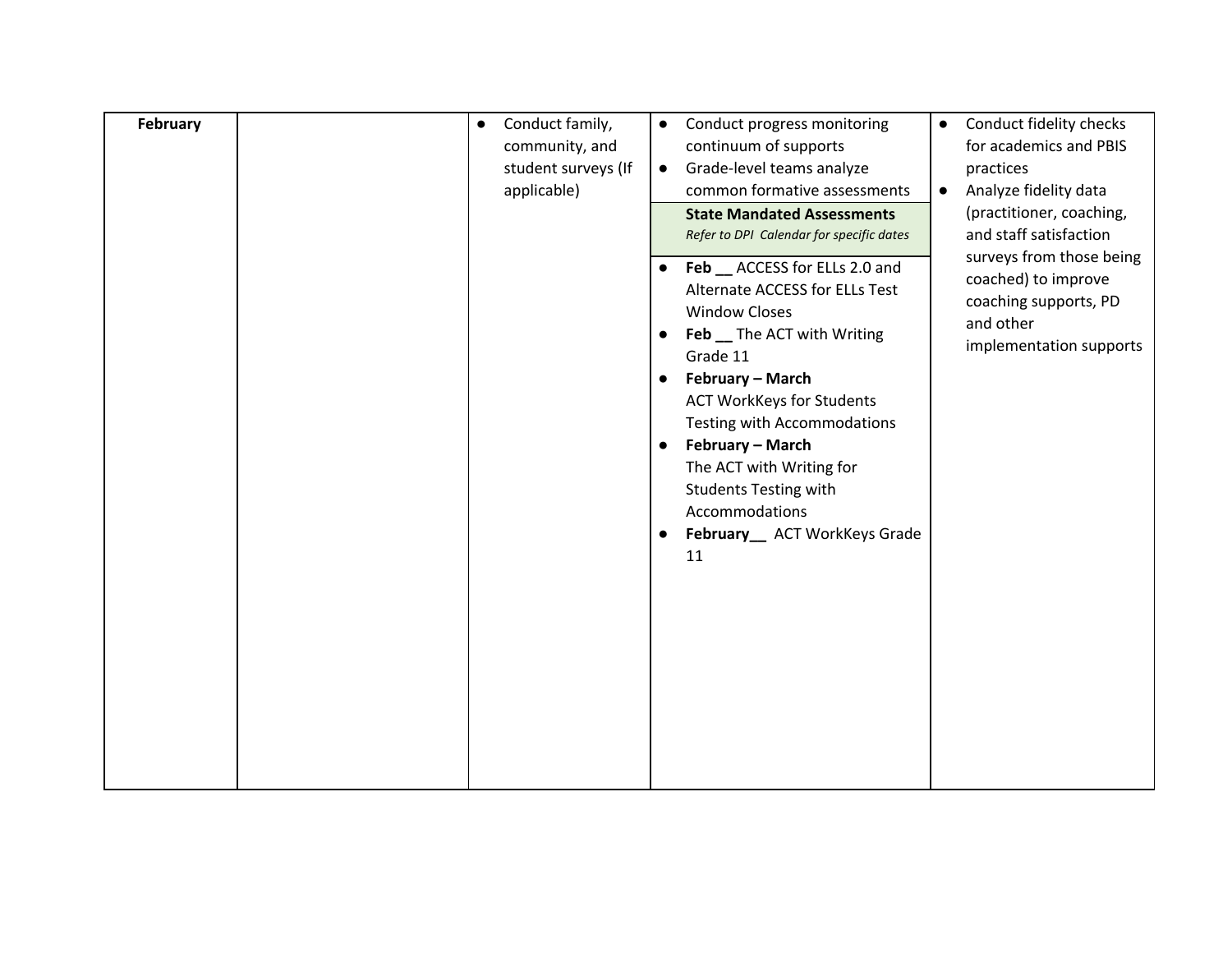| February | | • Conduct family, community, and student surveys (If applicable) | • Conduct progress monitoring continuum of supports<br>• Grade-level teams analyze common formative assessments<br>**State Mandated Assessments**<br>*Refer to DPI Calendar for specific dates*<br>• **Feb __** ACCESS for ELLs 2.0 and Alternate ACCESS for ELLs Test Window Closes<br>• **Feb __** The ACT with Writing Grade 11<br>• **February – March** ACT WorkKeys for Students Testing with Accommodations<br>• **February – March** The ACT with Writing for Students Testing with Accommodations<br>• **February__** ACT WorkKeys Grade 11 | • Conduct fidelity checks for academics and PBIS practices<br>• Analyze fidelity data (practitioner, coaching, and staff satisfaction surveys from those being coached) to improve coaching supports, PD and other implementation supports |
|---|---|---|---|---|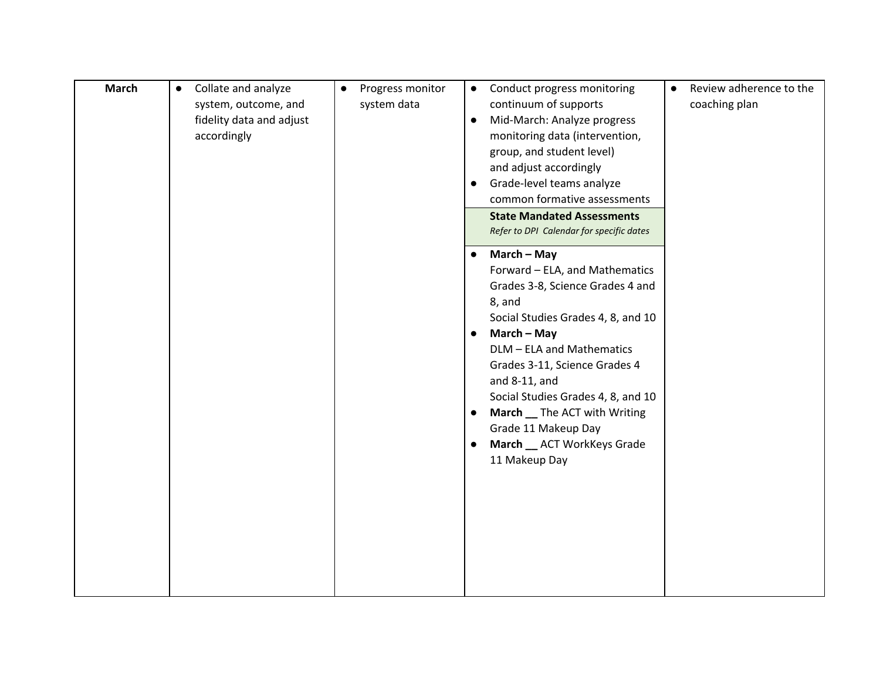| March | Collate and analyze system, outcome, and fidelity data and adjust accordingly | Progress monitor system data | • Conduct progress monitoring continuum of supports<br>• Mid-March: Analyze progress monitoring data (intervention, group, and student level) and adjust accordingly<br>• Grade-level teams analyze common formative assessments<br>**State Mandated Assessments**<br>*Refer to DPI Calendar for specific dates*<br>• **March – May** Forward – ELA, and Mathematics Grades 3-8, Science Grades 4 and 8, and Social Studies Grades 4, 8, and 10<br>• **March – May** DLM – ELA and Mathematics Grades 3-11, Science Grades 4 and 8-11, and Social Studies Grades 4, 8, and 10<br>• **March __** The ACT with Writing Grade 11 Makeup Day<br>• **March __** ACT WorkKeys Grade 11 Makeup Day | Review adherence to the coaching plan |
|---|---|---|---|---|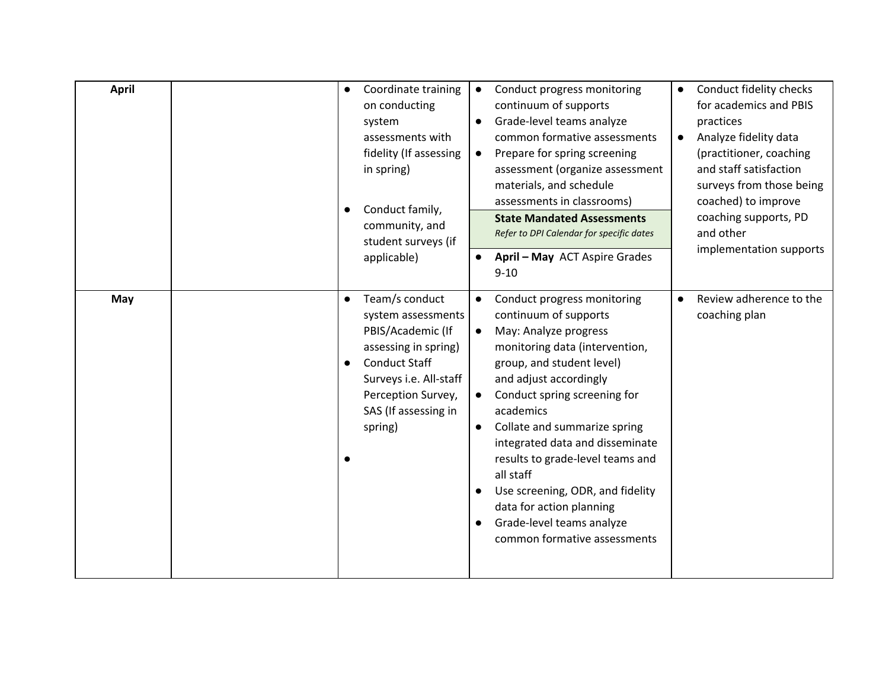| | | | | |
|---|---|---|---|---|
| **April** | | • Coordinate training on conducting system assessments with fidelity (If assessing in spring)<br><br>• Conduct family, community, and student surveys (if applicable) | • Conduct progress monitoring continuum of supports<br>• Grade-level teams analyze common formative assessments<br>• Prepare for spring screening assessment (organize assessment materials, and schedule assessments in classrooms)<br>**State Mandated Assessments**<br>*Refer to DPI Calendar for specific dates*<br>• **April – May** ACT Aspire Grades 9-10 | • Conduct fidelity checks for academics and PBIS practices<br>• Analyze fidelity data (practitioner, coaching and staff satisfaction surveys from those being coached) to improve coaching supports, PD and other implementation supports |
| **May** | | • Team/s conduct system assessments PBIS/Academic (If assessing in spring)<br>• Conduct Staff Surveys i.e. All-staff Perception Survey, SAS (If assessing in spring)<br><br>• | • Conduct progress monitoring continuum of supports<br>• May: Analyze progress monitoring data (intervention, group, and student level) and adjust accordingly<br>• Conduct spring screening for academics<br>• Collate and summarize spring integrated data and disseminate results to grade-level teams and all staff<br>• Use screening, ODR, and fidelity data for action planning<br>• Grade-level teams analyze common formative assessments | • Review adherence to the coaching plan |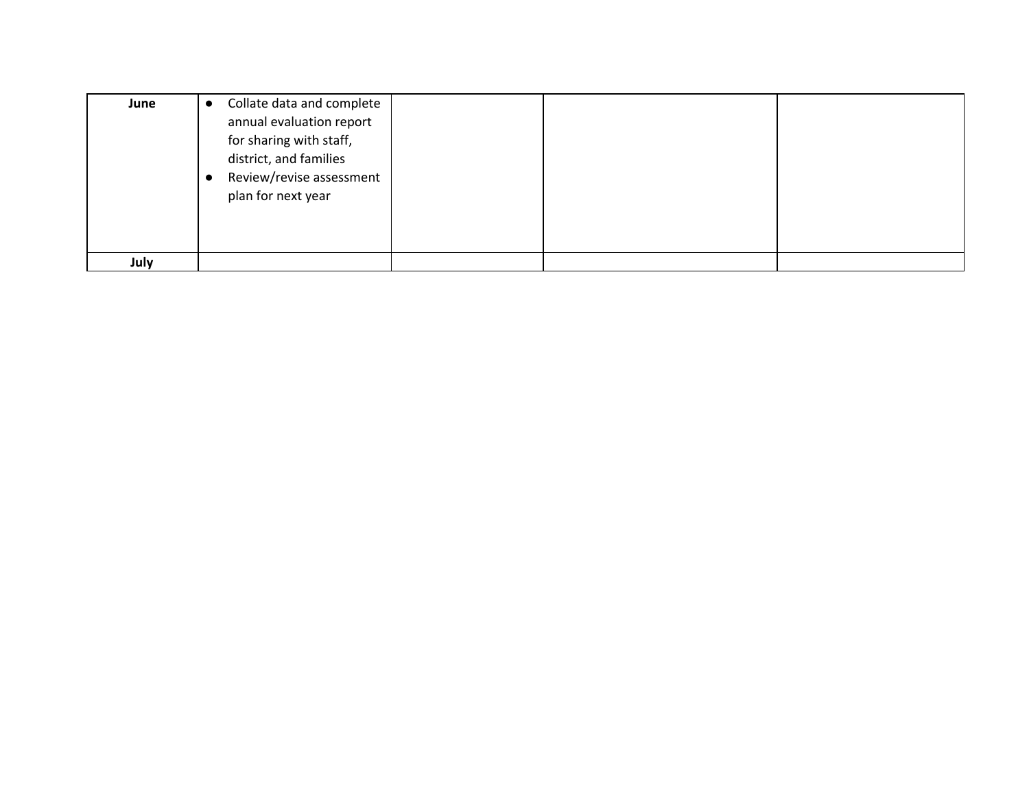| | | | | |
|---|---|---|---|---|
| **June** | • Collate data and complete annual evaluation report for sharing with staff, district, and families<br>• Review/revise assessment plan for next year | | | |
| **July** | | | | |